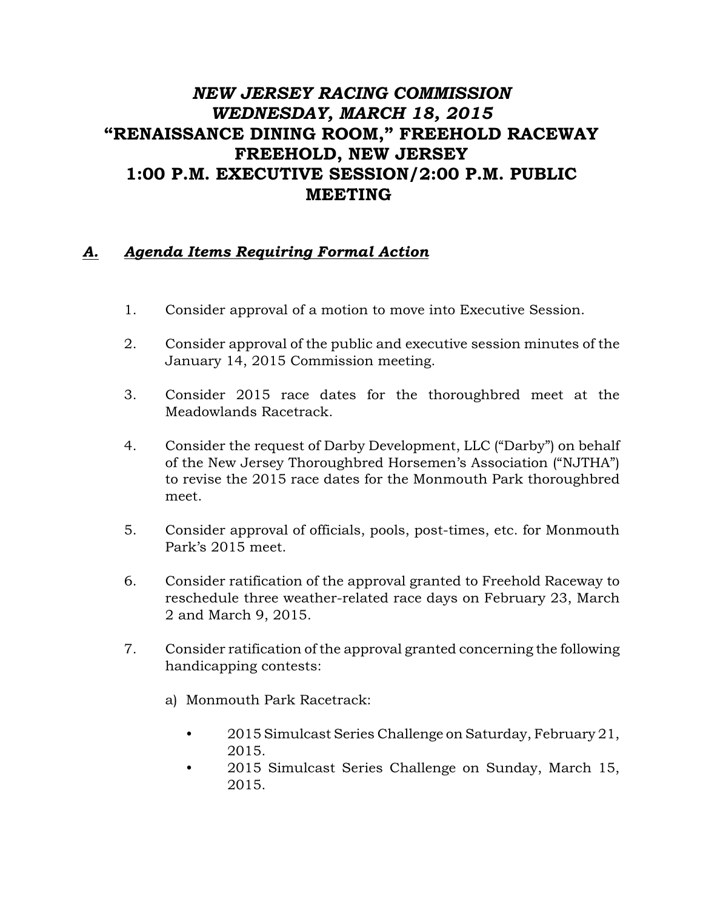# *NEW JERSEY RACING COMMISSION*
# *WEDNESDAY, MARCH 18, 2015*
# "RENAISSANCE DINING ROOM," FREEHOLD RACEWAY
# FREEHOLD, NEW JERSEY
# 1:00 P.M. EXECUTIVE SESSION/2:00 P.M. PUBLIC MEETING

## ***A. Agenda Items Requiring Formal Action***

1. Consider approval of a motion to move into Executive Session.

2. Consider approval of the public and executive session minutes of the January 14, 2015 Commission meeting.

3. Consider 2015 race dates for the thoroughbred meet at the Meadowlands Racetrack.

4. Consider the request of Darby Development, LLC ("Darby") on behalf of the New Jersey Thoroughbred Horsemen's Association ("NJTHA") to revise the 2015 race dates for the Monmouth Park thoroughbred meet.

5. Consider approval of officials, pools, post-times, etc. for Monmouth Park's 2015 meet.

6. Consider ratification of the approval granted to Freehold Raceway to reschedule three weather-related race days on February 23, March 2 and March 9, 2015.

7. Consider ratification of the approval granted concerning the following handicapping contests:

   a) Monmouth Park Racetrack:

      - 2015 Simulcast Series Challenge on Saturday, February 21, 2015.
      - 2015 Simulcast Series Challenge on Sunday, March 15, 2015.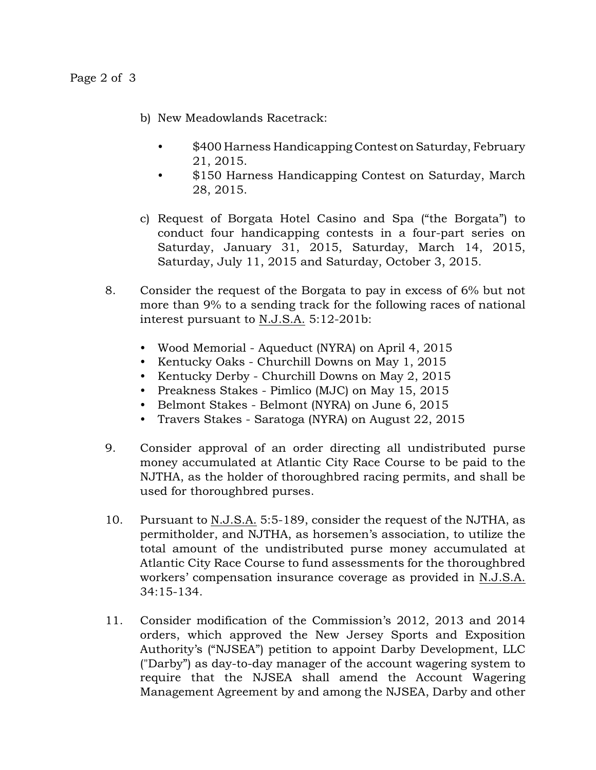b) New Meadowlands Racetrack:

    - $400 Harness Handicapping Contest on Saturday, February 21, 2015.
    - $150 Harness Handicapping Contest on Saturday, March 28, 2015.

c) Request of Borgata Hotel Casino and Spa ("the Borgata") to conduct four handicapping contests in a four-part series on Saturday, January 31, 2015, Saturday, March 14, 2015, Saturday, July 11, 2015 and Saturday, October 3, 2015.

8. Consider the request of the Borgata to pay in excess of 6% but not more than 9% to a sending track for the following races of national interest pursuant to N.J.S.A. 5:12-201b:

    - Wood Memorial - Aqueduct (NYRA) on April 4, 2015
    - Kentucky Oaks - Churchill Downs on May 1, 2015
    - Kentucky Derby - Churchill Downs on May 2, 2015
    - Preakness Stakes - Pimlico (MJC) on May 15, 2015
    - Belmont Stakes - Belmont (NYRA) on June 6, 2015
    - Travers Stakes - Saratoga (NYRA) on August 22, 2015

9. Consider approval of an order directing all undistributed purse money accumulated at Atlantic City Race Course to be paid to the NJTHA, as the holder of thoroughbred racing permits, and shall be used for thoroughbred purses.

10. Pursuant to N.J.S.A. 5:5-189, consider the request of the NJTHA, as permitholder, and NJTHA, as horsemen's association, to utilize the total amount of the undistributed purse money accumulated at Atlantic City Race Course to fund assessments for the thoroughbred workers' compensation insurance coverage as provided in N.J.S.A. 34:15-134.

11. Consider modification of the Commission's 2012, 2013 and 2014 orders, which approved the New Jersey Sports and Exposition Authority's ("NJSEA") petition to appoint Darby Development, LLC ("Darby") as day-to-day manager of the account wagering system to require that the NJSEA shall amend the Account Wagering Management Agreement by and among the NJSEA, Darby and other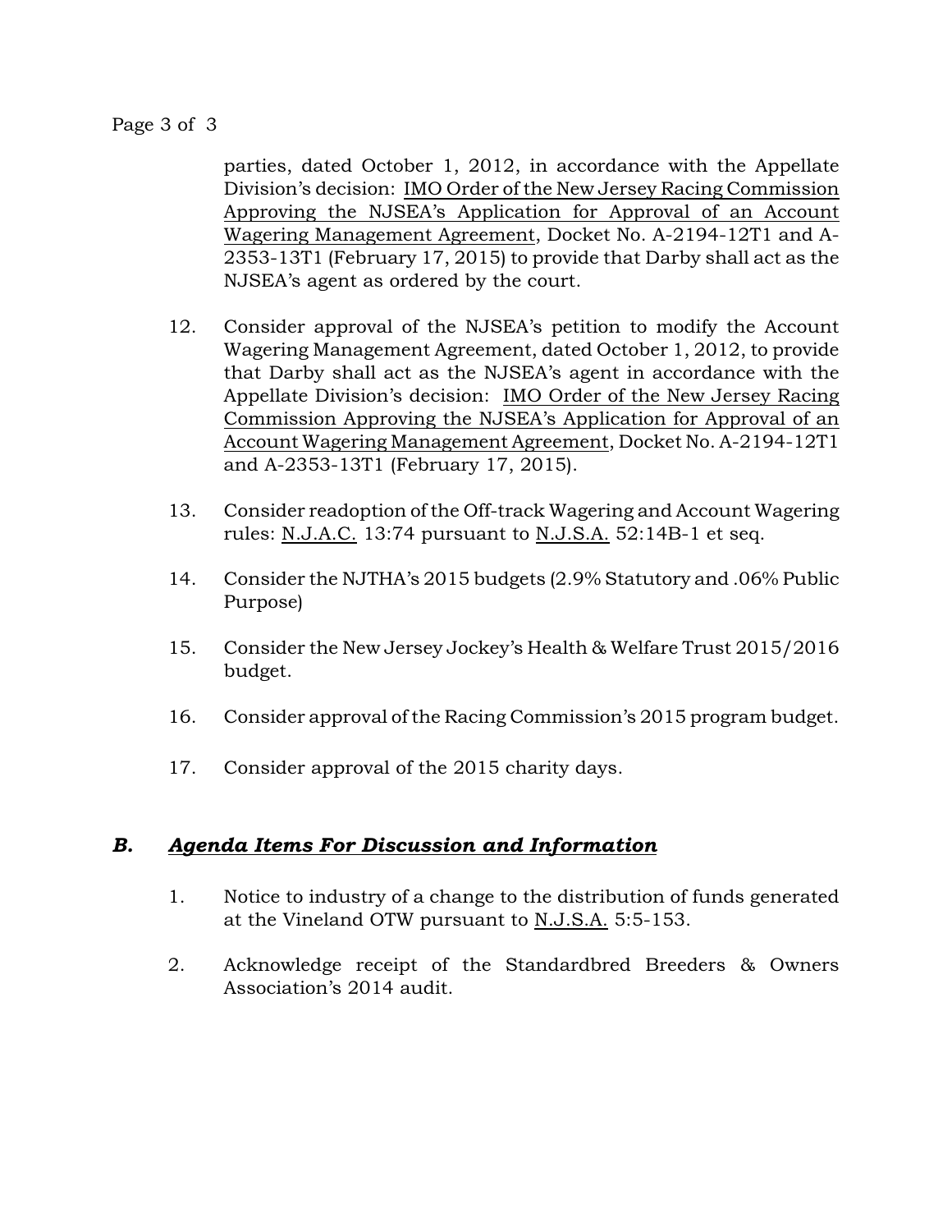parties, dated October 1, 2012, in accordance with the Appellate Division's decision: IMO Order of the New Jersey Racing Commission Approving the NJSEA's Application for Approval of an Account Wagering Management Agreement, Docket No. A-2194-12T1 and A-2353-13T1 (February 17, 2015) to provide that Darby shall act as the NJSEA's agent as ordered by the court.

12. Consider approval of the NJSEA's petition to modify the Account Wagering Management Agreement, dated October 1, 2012, to provide that Darby shall act as the NJSEA's agent in accordance with the Appellate Division's decision: IMO Order of the New Jersey Racing Commission Approving the NJSEA's Application for Approval of an Account Wagering Management Agreement, Docket No. A-2194-12T1 and A-2353-13T1 (February 17, 2015).

13. Consider readoption of the Off-track Wagering and Account Wagering rules: N.J.A.C. 13:74 pursuant to N.J.S.A. 52:14B-1 et seq.

14. Consider the NJTHA's 2015 budgets (2.9% Statutory and .06% Public Purpose)

15. Consider the New Jersey Jockey's Health & Welfare Trust 2015/2016 budget.

16. Consider approval of the Racing Commission's 2015 program budget.

17. Consider approval of the 2015 charity days.

## *B. Agenda Items For Discussion and Information*

1. Notice to industry of a change to the distribution of funds generated at the Vineland OTW pursuant to N.J.S.A. 5:5-153.

2. Acknowledge receipt of the Standardbred Breeders & Owners Association's 2014 audit.